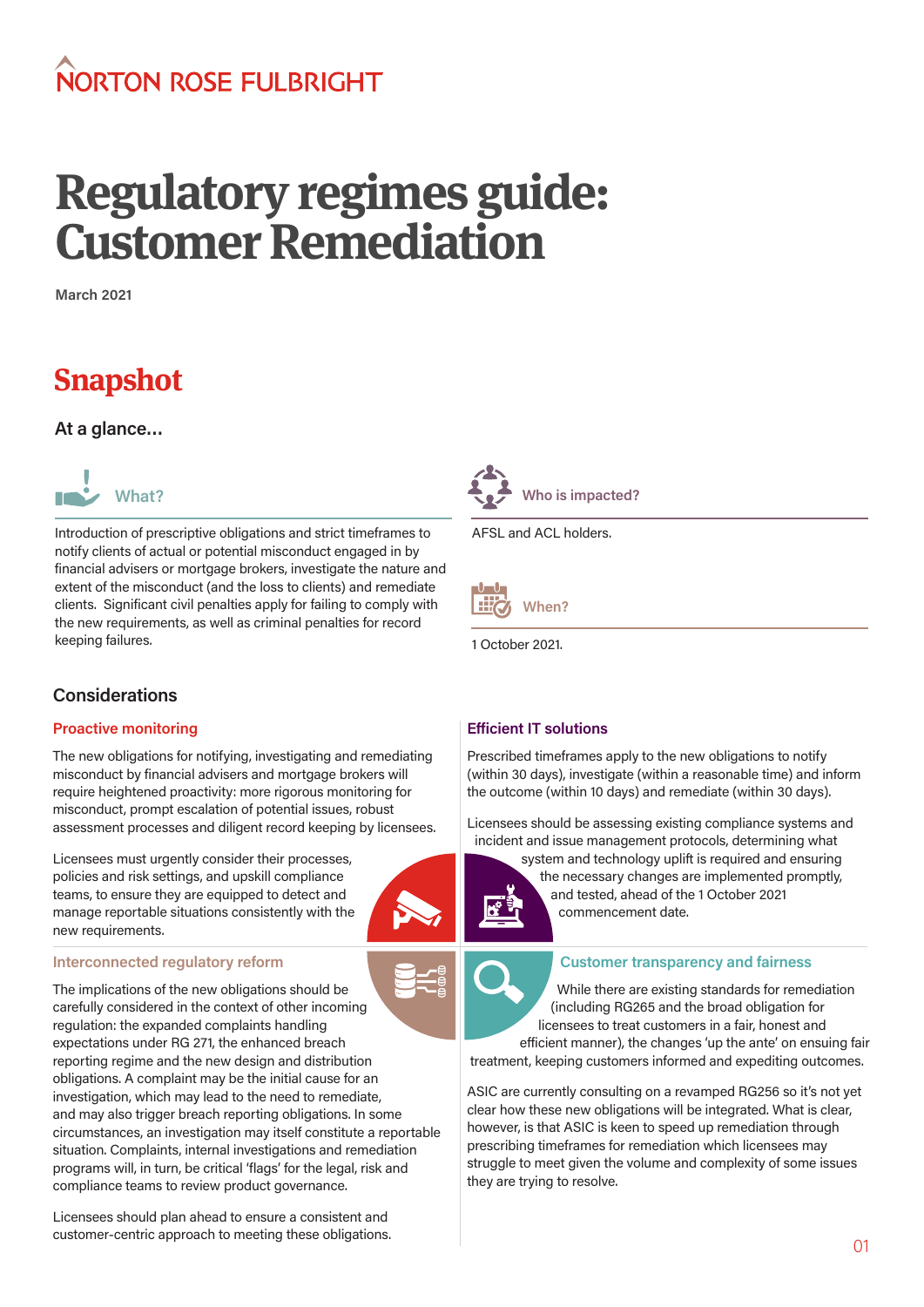NORTON ROSE FULBRIGHT

# Regulatory regimes guide: Customer Remediation

March 2021

## Snapshot

### At a glance...

#### What?

Introduction of prescriptive obligations and strict timeframes to notify clients of actual or potential misconduct engaged in by financial advisers or mortgage brokers, investigate the nature and extent of the misconduct (and the loss to clients) and remediate clients. Significant civil penalties apply for failing to comply with the new requirements, as well as criminal penalties for record keeping failures.

#### Who is impacted?

AFSL and ACL holders.

#### When?

1 October 2021.

### Considerations

#### Proactive monitoring

The new obligations for notifying, investigating and remediating misconduct by financial advisers and mortgage brokers will require heightened proactivity: more rigorous monitoring for misconduct, prompt escalation of potential issues, robust assessment processes and diligent record keeping by licensees.

Licensees must urgently consider their processes, policies and risk settings, and upskill compliance teams, to ensure they are equipped to detect and manage reportable situations consistently with the new requirements.

#### Interconnected regulatory reform

The implications of the new obligations should be carefully considered in the context of other incoming regulation: the expanded complaints handling expectations under RG 271, the enhanced breach reporting regime and the new design and distribution obligations. A complaint may be the initial cause for an investigation, which may lead to the need to remediate, and may also trigger breach reporting obligations. In some circumstances, an investigation may itself constitute a reportable situation. Complaints, internal investigations and remediation programs will, in turn, be critical 'flags' for the legal, risk and compliance teams to review product governance.

Licensees should plan ahead to ensure a consistent and customer-centric approach to meeting these obligations.

#### Efficient IT solutions

Prescribed timeframes apply to the new obligations to notify (within 30 days), investigate (within a reasonable time) and inform the outcome (within 10 days) and remediate (within 30 days).

Licensees should be assessing existing compliance systems and incident and issue management protocols, determining what system and technology uplift is required and ensuring the necessary changes are implemented promptly, and tested, ahead of the 1 October 2021 commencement date.

#### Customer transparency and fairness

While there are existing standards for remediation (including RG265 and the broad obligation for licensees to treat customers in a fair, honest and efficient manner), the changes 'up the ante' on ensuing fair treatment, keeping customers informed and expediting outcomes.

ASIC are currently consulting on a revamped RG256 so it's not yet clear how these new obligations will be integrated. What is clear, however, is that ASIC is keen to speed up remediation through prescribing timeframes for remediation which licensees may struggle to meet given the volume and complexity of some issues they are trying to resolve.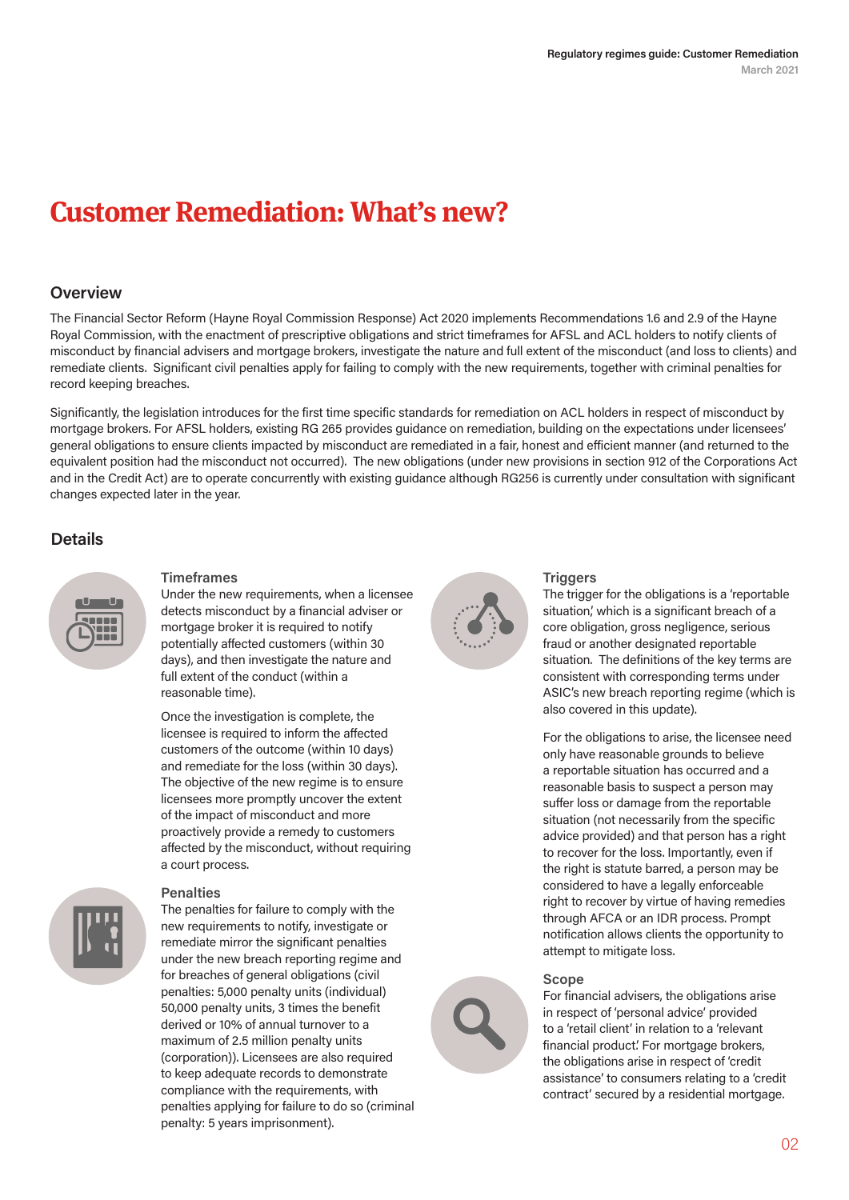# Customer Remediation: What's new?

## Overview

The Financial Sector Reform (Hayne Royal Commission Response) Act 2020 implements Recommendations 1.6 and 2.9 of the Hayne Royal Commission, with the enactment of prescriptive obligations and strict timeframes for AFSL and ACL holders to notify clients of misconduct by financial advisers and mortgage brokers, investigate the nature and full extent of the misconduct (and loss to clients) and remediate clients. Significant civil penalties apply for failing to comply with the new requirements, together with criminal penalties for record keeping breaches.

Significantly, the legislation introduces for the first time specific standards for remediation on ACL holders in respect of misconduct by mortgage brokers. For AFSL holders, existing RG 265 provides guidance on remediation, building on the expectations under licensees' general obligations to ensure clients impacted by misconduct are remediated in a fair, honest and efficient manner (and returned to the equivalent position had the misconduct not occurred). The new obligations (under new provisions in section 912 of the Corporations Act and in the Credit Act) are to operate concurrently with existing guidance although RG256 is currently under consultation with significant changes expected later in the year.

## Details

### Timeframes

Under the new requirements, when a licensee detects misconduct by a financial adviser or mortgage broker it is required to notify potentially affected customers (within 30 days), and then investigate the nature and full extent of the conduct (within a reasonable time).

Once the investigation is complete, the licensee is required to inform the affected customers of the outcome (within 10 days) and remediate for the loss (within 30 days). The objective of the new regime is to ensure licensees more promptly uncover the extent of the impact of misconduct and more proactively provide a remedy to customers affected by the misconduct, without requiring a court process.

### Penalties

The penalties for failure to comply with the new requirements to notify, investigate or remediate mirror the significant penalties under the new breach reporting regime and for breaches of general obligations (civil penalties: 5,000 penalty units (individual) 50,000 penalty units, 3 times the benefit derived or 10% of annual turnover to a maximum of 2.5 million penalty units (corporation)). Licensees are also required to keep adequate records to demonstrate compliance with the requirements, with penalties applying for failure to do so (criminal penalty: 5 years imprisonment).

### Triggers

The trigger for the obligations is a 'reportable situation,' which is a significant breach of a core obligation, gross negligence, serious fraud or another designated reportable situation. The definitions of the key terms are consistent with corresponding terms under ASIC's new breach reporting regime (which is also covered in this update).

For the obligations to arise, the licensee need only have reasonable grounds to believe a reportable situation has occurred and a reasonable basis to suspect a person may suffer loss or damage from the reportable situation (not necessarily from the specific advice provided) and that person has a right to recover for the loss. Importantly, even if the right is statute barred, a person may be considered to have a legally enforceable right to recover by virtue of having remedies through AFCA or an IDR process. Prompt notification allows clients the opportunity to attempt to mitigate loss.

### Scope

For financial advisers, the obligations arise in respect of 'personal advice' provided to a 'retail client' in relation to a 'relevant financial product.' For mortgage brokers, the obligations arise in respect of 'credit assistance' to consumers relating to a 'credit contract' secured by a residential mortgage.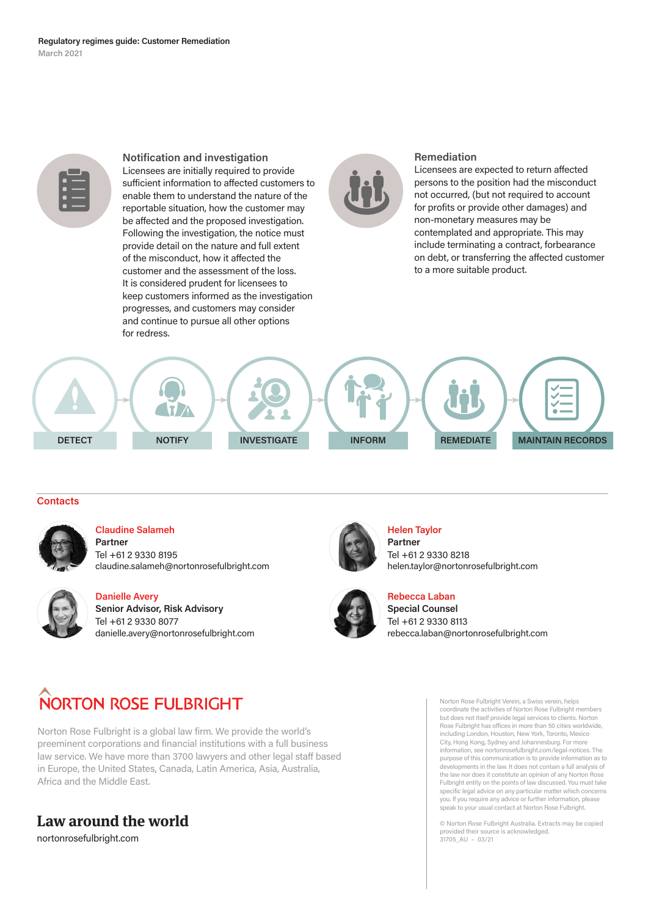### Notification and investigation

Licensees are initially required to provide sufficient information to affected customers to enable them to understand the nature of the reportable situation, how the customer may be affected and the proposed investigation. Following the investigation, the notice must provide detail on the nature and full extent of the misconduct, how it affected the customer and the assessment of the loss. It is considered prudent for licensees to keep customers informed as the investigation progresses, and customers may consider and continue to pursue all other options for redress.

### Remediation

Licensees are expected to return affected persons to the position had the misconduct not occurred, (but not required to account for profits or provide other damages) and non-monetary measures may be contemplated and appropriate. This may include terminating a contract, forbearance on debt, or transferring the affected customer to a more suitable product.

DETECT → NOTIFY → INVESTIGATE → INFORM → REMEDIATE → MAINTAIN RECORDS

## Contacts

**Claudine Salameh**
**Partner**
Tel +61 2 9330 8195
claudine.salameh@nortonrosefulbright.com

**Helen Taylor**
**Partner**
Tel +61 2 9330 8218
helen.taylor@nortonrosefulbright.com

**Danielle Avery**
**Senior Advisor, Risk Advisory**
Tel +61 2 9330 8077
danielle.avery@nortonrosefulbright.com

**Rebecca Laban**
**Special Counsel**
Tel +61 2 9330 8113
rebecca.laban@nortonrosefulbright.com

NORTON ROSE FULBRIGHT

Norton Rose Fulbright is a global law firm. We provide the world's preeminent corporations and financial institutions with a full business law service. We have more than 3700 lawyers and other legal staff based in Europe, the United States, Canada, Latin America, Asia, Australia, Africa and the Middle East.

**Law around the world**
nortonrosefulbright.com

Norton Rose Fulbright Verein, a Swiss verein, helps coordinate the activities of Norton Rose Fulbright members but does not itself provide legal services to clients. Norton Rose Fulbright has offices in more than 50 cities worldwide, including London, Houston, New York, Toronto, Mexico City, Hong Kong, Sydney and Johannesburg. For more information, see nortonrosefulbright.com/legal-notices. The purpose of this communication is to provide information as to developments in the law. It does not contain a full analysis of the law nor does it constitute an opinion of any Norton Rose Fulbright entity on the points of law discussed. You must take specific legal advice on any particular matter which concerns you. If you require any advice or further information, please speak to your usual contact at Norton Rose Fulbright.

© Norton Rose Fulbright Australia. Extracts may be copied provided their source is acknowledged.
31705_AU – 03/21